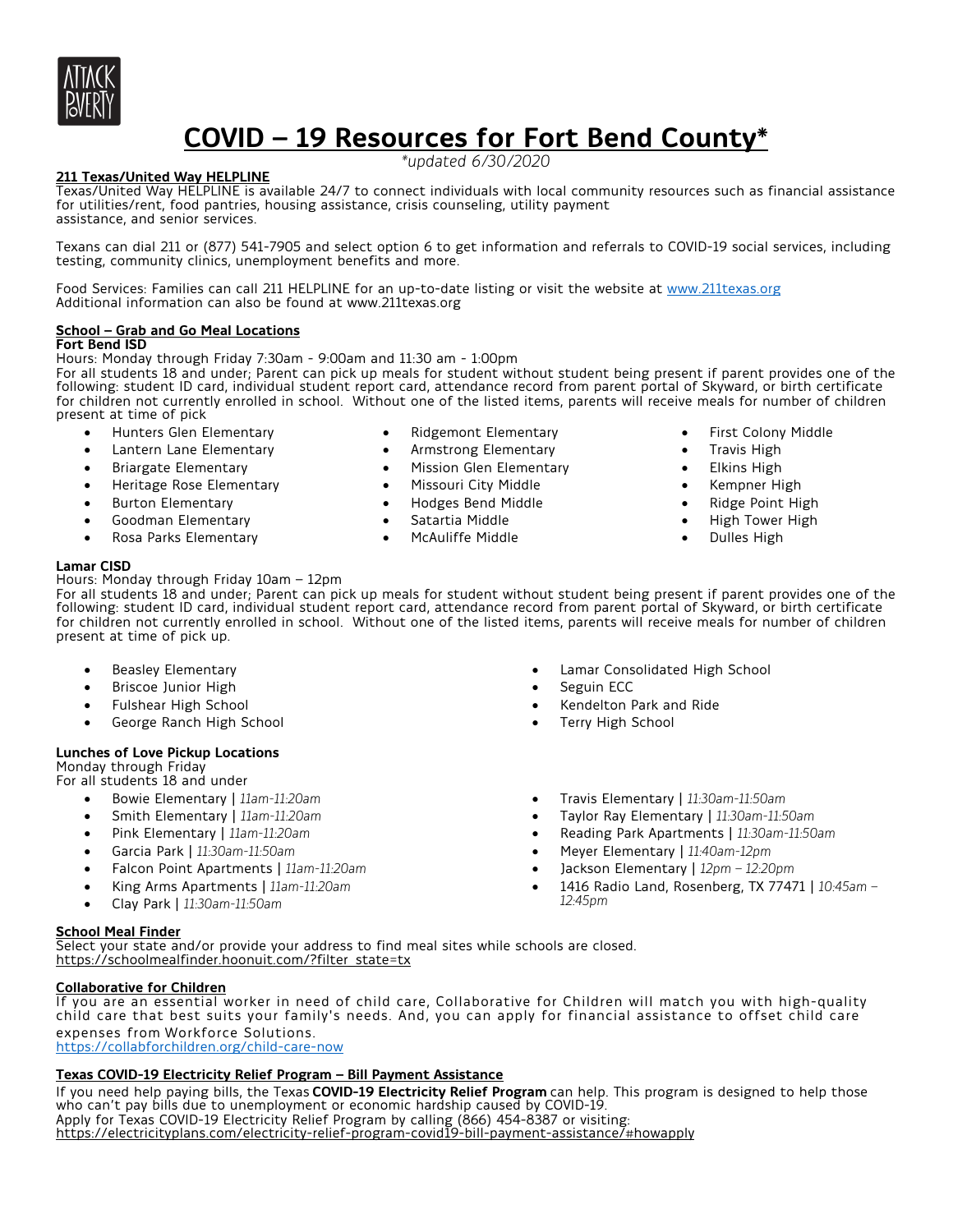# COVID – 19 Resources for Fort Bend County*

*\*updated 6/30/2020*

**211 Texas/United Way HELPLINE**

Texas/United Way HELPLINE is available 24/7 to connect individuals with local community resources such as financial assistance for utilities/rent, food pantries, housing assistance, crisis counseling, utility payment assistance, and senior services.

Texans can dial 211 or (877) 541-7905 and select option 6 to get information and referrals to COVID-19 social services, including testing, community clinics, unemployment benefits and more.

Food Services: Families can call 211 HELPLINE for an up-to-date listing or visit the website at www.211texas.org
Additional information can also be found at www.211texas.org

**School – Grab and Go Meal Locations**

**Fort Bend ISD**

Hours: Monday through Friday 7:30am - 9:00am and 11:30 am - 1:00pm
For all students 18 and under; Parent can pick up meals for student without student being present if parent provides one of the following: student ID card, individual student report card, attendance record from parent portal of Skyward, or birth certificate for children not currently enrolled in school. Without one of the listed items, parents will receive meals for number of children present at time of pick

- Hunters Glen Elementary
- Lantern Lane Elementary
- Briargate Elementary
- Heritage Rose Elementary
- Burton Elementary
- Goodman Elementary
- Rosa Parks Elementary
- Ridgemont Elementary
- Armstrong Elementary
- Mission Glen Elementary
- Missouri City Middle
- Hodges Bend Middle
- Satartia Middle
- McAuliffe Middle
- First Colony Middle
- Travis High
- Elkins High
- Kempner High
- Ridge Point High
- High Tower High
- Dulles High

**Lamar CISD**

Hours: Monday through Friday 10am – 12pm
For all students 18 and under; Parent can pick up meals for student without student being present if parent provides one of the following: student ID card, individual student report card, attendance record from parent portal of Skyward, or birth certificate for children not currently enrolled in school. Without one of the listed items, parents will receive meals for number of children present at time of pick up.

- Beasley Elementary
- Briscoe Junior High
- Fulshear High School
- George Ranch High School
- Lamar Consolidated High School
- Seguin ECC
- Kendelton Park and Ride
- Terry High School

**Lunches of Love Pickup Locations**

Monday through Friday
For all students 18 and under

- Bowie Elementary | *11am-11:20am*
- Smith Elementary | *11am-11:20am*
- Pink Elementary | *11am-11:20am*
- Garcia Park | *11:30am-11:50am*
- Falcon Point Apartments | *11am-11:20am*
- King Arms Apartments | *11am-11:20am*
- Clay Park | *11:30am-11:50am*
- Travis Elementary | *11:30am-11:50am*
- Taylor Ray Elementary | *11:30am-11:50am*
- Reading Park Apartments | *11:30am-11:50am*
- Meyer Elementary | *11:40am-12pm*
- Jackson Elementary | *12pm – 12:20pm*
- 1416 Radio Land, Rosenberg, TX 77471 | *10:45am – 12:45pm*

**School Meal Finder**

Select your state and/or provide your address to find meal sites while schools are closed.
https://schoolmealfinder.hoonuit.com/?filter_state=tx

**Collaborative for Children**

If you are an essential worker in need of child care, Collaborative for Children will match you with high-quality child care that best suits your family's needs. And, you can apply for financial assistance to offset child care expenses from Workforce Solutions.
https://collabforchildren.org/child-care-now

**Texas COVID-19 Electricity Relief Program – Bill Payment Assistance**

If you need help paying bills, the Texas **COVID-19 Electricity Relief Program** can help. This program is designed to help those who can't pay bills due to unemployment or economic hardship caused by COVID-19.
Apply for Texas COVID-19 Electricity Relief Program by calling (866) 454-8387 or visiting:
https://electricityplans.com/electricity-relief-program-covid19-bill-payment-assistance/#howapply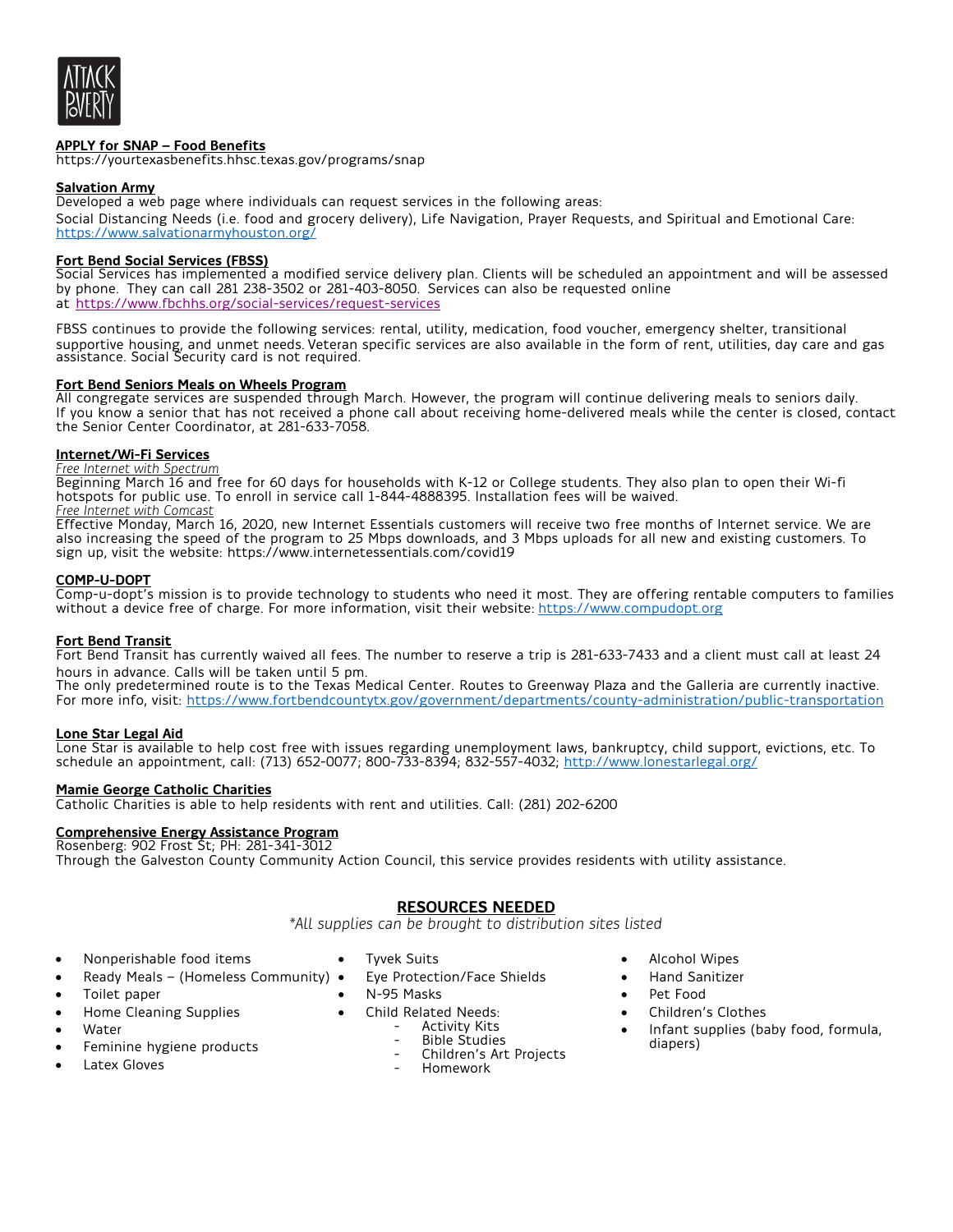**APPLY for SNAP – Food Benefits**
https://yourtexasbenefits.hhsc.texas.gov/programs/snap

**Salvation Army**
Developed a web page where individuals can request services in the following areas:
Social Distancing Needs (i.e. food and grocery delivery), Life Navigation, Prayer Requests, and Spiritual and Emotional Care: https://www.salvationarmyhouston.org/

**Fort Bend Social Services (FBSS)**
Social Services has implemented a modified service delivery plan. Clients will be scheduled an appointment and will be assessed by phone. They can call 281 238-3502 or 281-403-8050. Services can also be requested online at https://www.fbchhs.org/social-services/request-services

FBSS continues to provide the following services: rental, utility, medication, food voucher, emergency shelter, transitional supportive housing, and unmet needs. Veteran specific services are also available in the form of rent, utilities, day care and gas assistance. Social Security card is not required.

**Fort Bend Seniors Meals on Wheels Program**
All congregate services are suspended through March. However, the program will continue delivering meals to seniors daily. If you know a senior that has not received a phone call about receiving home-delivered meals while the center is closed, contact the Senior Center Coordinator, at 281-633-7058.

**Internet/Wi-Fi Services**
*Free Internet with Spectrum*
Beginning March 16 and free for 60 days for households with K-12 or College students. They also plan to open their Wi-fi hotspots for public use. To enroll in service call 1-844-4888395. Installation fees will be waived.
*Free Internet with Comcast*
Effective Monday, March 16, 2020, new Internet Essentials customers will receive two free months of Internet service. We are also increasing the speed of the program to 25 Mbps downloads, and 3 Mbps uploads for all new and existing customers. To sign up, visit the website: https://www.internetessentials.com/covid19

**COMP-U-DOPT**
Comp-u-dopt's mission is to provide technology to students who need it most. They are offering rentable computers to families without a device free of charge. For more information, visit their website: https://www.compudopt.org

**Fort Bend Transit**
Fort Bend Transit has currently waived all fees. The number to reserve a trip is 281-633-7433 and a client must call at least 24 hours in advance. Calls will be taken until 5 pm.
The only predetermined route is to the Texas Medical Center. Routes to Greenway Plaza and the Galleria are currently inactive. For more info, visit: https://www.fortbendcountytx.gov/government/departments/county-administration/public-transportation

**Lone Star Legal Aid**
Lone Star is available to help cost free with issues regarding unemployment laws, bankruptcy, child support, evictions, etc. To schedule an appointment, call: (713) 652-0077; 800-733-8394; 832-557-4032; http://www.lonestarlegal.org/

**Mamie George Catholic Charities**
Catholic Charities is able to help residents with rent and utilities. Call: (281) 202-6200

**Comprehensive Energy Assistance Program**
Rosenberg: 902 Frost St; PH: 281-341-3012
Through the Galveston County Community Action Council, this service provides residents with utility assistance.

## RESOURCES NEEDED

*\*All supplies can be brought to distribution sites listed*

- Nonperishable food items
- Ready Meals – (Homeless Community)
- Toilet paper
- Home Cleaning Supplies
- Water
- Feminine hygiene products
- Latex Gloves
- Tyvek Suits
- Eye Protection/Face Shields
- N-95 Masks
- Child Related Needs:
  - Activity Kits
  - Bible Studies
  - Children's Art Projects
  - Homework
- Alcohol Wipes
- Hand Sanitizer
- Pet Food
- Children's Clothes
- Infant supplies (baby food, formula, diapers)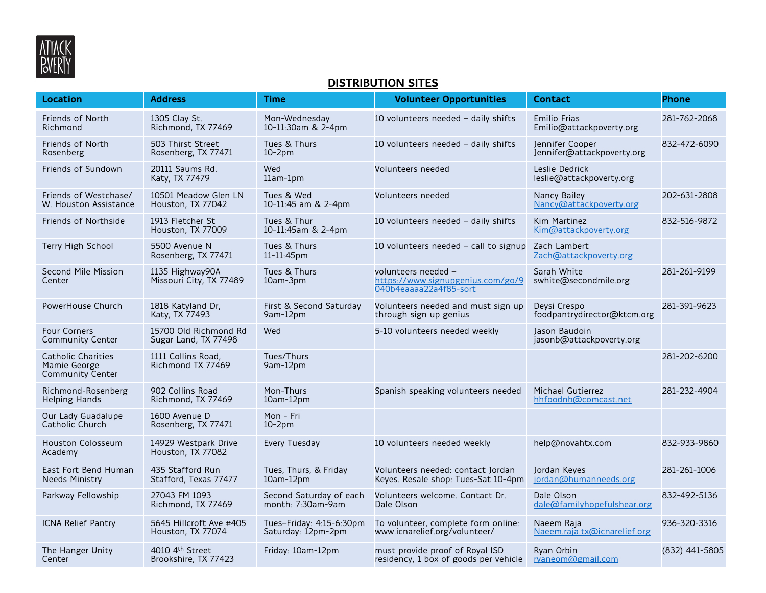## DISTRIBUTION SITES

| Location | Address | Time | Volunteer Opportunities | Contact | Phone |
|---|---|---|---|---|---|
| Friends of North Richmond | 1305 Clay St. Richmond, TX 77469 | Mon-Wednesday 10-11:30am & 2-4pm | 10 volunteers needed – daily shifts | Emilio Frias Emilio@attackpoverty.org | 281-762-2068 |
| Friends of North Rosenberg | 503 Thirst Street Rosenberg, TX 77471 | Tues & Thurs 10-2pm | 10 volunteers needed – daily shifts | Jennifer Cooper Jennifer@attackpoverty.org | 832-472-6090 |
| Friends of Sundown | 20111 Saums Rd. Katy, TX 77479 | Wed 11am-1pm | Volunteers needed | Leslie Dedrick leslie@attackpoverty.org | |
| Friends of Westchase/ W. Houston Assistance | 10501 Meadow Glen LN Houston, TX 77042 | Tues & Wed 10-11:45 am & 2-4pm | Volunteers needed | Nancy Bailey Nancy@attackpoverty.org | 202-631-2808 |
| Friends of Northside | 1913 Fletcher St Houston, TX 77009 | Tues & Thur 10-11:45am & 2-4pm | 10 volunteers needed – daily shifts | Kim Martinez Kim@attackpoverty.org | 832-516-9872 |
| Terry High School | 5500 Avenue N Rosenberg, TX 77471 | Tues & Thurs 11-11:45pm | 10 volunteers needed – call to signup | Zach Lambert Zach@attackpoverty.org | |
| Second Mile Mission Center | 1135 Highway90A Missouri City, TX 77489 | Tues & Thurs 10am-3pm | volunteers needed – https://www.signupgenius.com/go/9040b4eaaaa22a4f85-sort | Sarah White swhite@secondmile.org | 281-261-9199 |
| PowerHouse Church | 1818 Katyland Dr, Katy, TX 77493 | First & Second Saturday 9am-12pm | Volunteers needed and must sign up through sign up genius | Deysi Crespo foodpantrydirector@ktcm.org | 281-391-9623 |
| Four Corners Community Center | 15700 Old Richmond Rd Sugar Land, TX 77498 | Wed | 5-10 volunteers needed weekly | Jason Baudoin jasonb@attackpoverty.org | |
| Catholic Charities Mamie George Community Center | 1111 Collins Road, Richmond TX 77469 | Tues/Thurs 9am-12pm | | | 281-202-6200 |
| Richmond-Rosenberg Helping Hands | 902 Collins Road Richmond, TX 77469 | Mon-Thurs 10am-12pm | Spanish speaking volunteers needed | Michael Gutierrez hhfoodnb@comcast.net | 281-232-4904 |
| Our Lady Guadalupe Catholic Church | 1600 Avenue D Rosenberg, TX 77471 | Mon - Fri 10-2pm | | | |
| Houston Colosseum Academy | 14929 Westpark Drive Houston, TX 77082 | Every Tuesday | 10 volunteers needed weekly | help@novahtx.com | 832-933-9860 |
| East Fort Bend Human Needs Ministry | 435 Stafford Run Stafford, Texas 77477 | Tues, Thurs, & Friday 10am-12pm | Volunteers needed: contact Jordan Keyes. Resale shop: Tues-Sat 10-4pm | Jordan Keyes jordan@humanneeds.org | 281-261-1006 |
| Parkway Fellowship | 27043 FM 1093 Richmond, TX 77469 | Second Saturday of each month: 7:30am-9am | Volunteers welcome. Contact Dr. Dale Olson | Dale Olson dale@familyhopefulshear.org | 832-492-5136 |
| ICNA Relief Pantry | 5645 Hillcroft Ave #405 Houston, TX 77074 | Tues–Friday: 4:15-6:30pm Saturday: 12pm-2pm | To volunteer, complete form online: www.icnarelief.org/volunteer/ | Naeem Raja Naeem.raja.tx@icnarelief.org | 936-320-3316 |
| The Hanger Unity Center | 4010 4th Street Brookshire, TX 77423 | Friday: 10am-12pm | must provide proof of Royal ISD residency, 1 box of goods per vehicle | Ryan Orbin ryaneom@gmail.com | (832) 441-5805 |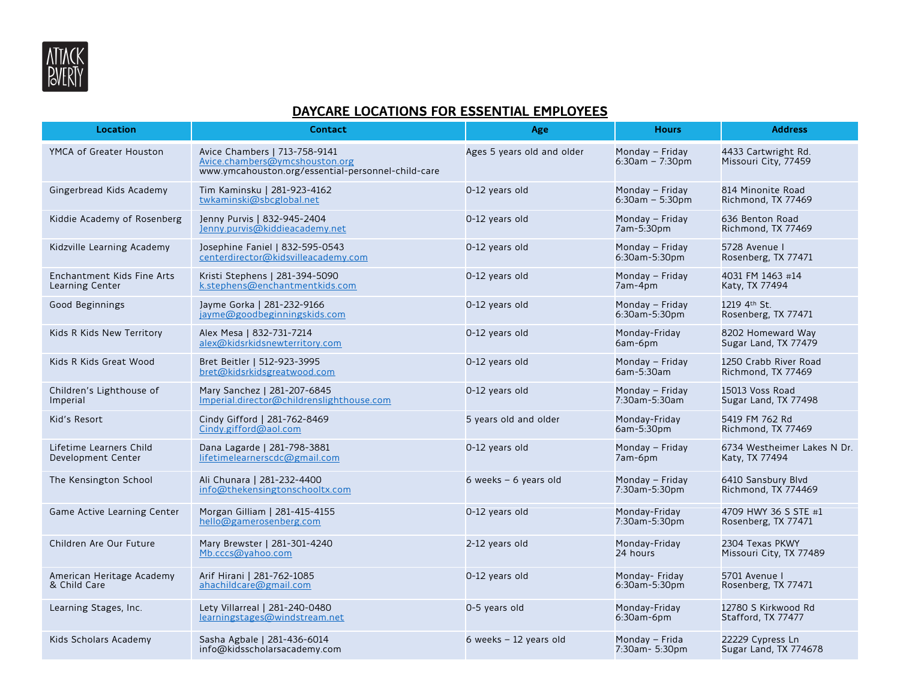ATTACK POVERTY

## DAYCARE LOCATIONS FOR ESSENTIAL EMPLOYEES

| Location | Contact | Age | Hours | Address |
|---|---|---|---|---|
| YMCA of Greater Houston | Avice Chambers \| 713-758-9141<br>Avice.chambers@ymcshouston.org<br>www.ymcahouston.org/essential-personnel-child-care | Ages 5 years old and older | Monday – Friday<br>6:30am – 7:30pm | 4433 Cartwright Rd.<br>Missouri City, 77459 |
| Gingerbread Kids Academy | Tim Kaminsku \| 281-923-4162<br>twkaminski@sbcglobal.net | 0-12 years old | Monday – Friday<br>6:30am – 5:30pm | 814 Minonite Road<br>Richmond, TX 77469 |
| Kiddie Academy of Rosenberg | Jenny Purvis \| 832-945-2404<br>Jenny.purvis@kiddieacademy.net | 0-12 years old | Monday – Friday<br>7am-5:30pm | 636 Benton Road<br>Richmond, TX 77469 |
| Kidzville Learning Academy | Josephine Faniel \| 832-595-0543<br>centerdirector@kidsvilleacademy.com | 0-12 years old | Monday – Friday<br>6:30am-5:30pm | 5728 Avenue I<br>Rosenberg, TX 77471 |
| Enchantment Kids Fine Arts Learning Center | Kristi Stephens \| 281-394-5090<br>k.stephens@enchantmentkids.com | 0-12 years old | Monday – Friday<br>7am-4pm | 4031 FM 1463 #14<br>Katy, TX 77494 |
| Good Beginnings | Jayme Gorka \| 281-232-9166<br>jayme@goodbeginningskids.com | 0-12 years old | Monday – Friday<br>6:30am-5:30pm | 1219 4th St.<br>Rosenberg, TX 77471 |
| Kids R Kids New Territory | Alex Mesa \| 832-731-7214<br>alex@kidsrkidsnewterritory.com | 0-12 years old | Monday-Friday<br>6am-6pm | 8202 Homeward Way<br>Sugar Land, TX 77479 |
| Kids R Kids Great Wood | Bret Beitler \| 512-923-3995<br>bret@kidsrkidsgreatwood.com | 0-12 years old | Monday – Friday<br>6am-5:30am | 1250 Crabb River Road<br>Richmond, TX 77469 |
| Children's Lighthouse of Imperial | Mary Sanchez \| 281-207-6845<br>Imperial.director@childrenslighthouse.com | 0-12 years old | Monday – Friday<br>7:30am-5:30am | 15013 Voss Road<br>Sugar Land, TX 77498 |
| Kid's Resort | Cindy Gifford \| 281-762-8469<br>Cindy.gifford@aol.com | 5 years old and older | Monday-Friday<br>6am-5:30pm | 5419 FM 762 Rd<br>Richmond, TX 77469 |
| Lifetime Learners Child Development Center | Dana Lagarde \| 281-798-3881<br>lifetimelearnerscdc@gmail.com | 0-12 years old | Monday – Friday<br>7am-6pm | 6734 Westheimer Lakes N Dr.<br>Katy, TX 77494 |
| The Kensington School | Ali Chunara \| 281-232-4400<br>info@thekensingtonschooltx.com | 6 weeks – 6 years old | Monday – Friday<br>7:30am-5:30pm | 6410 Sansbury Blvd<br>Richmond, TX 774469 |
| Game Active Learning Center | Morgan Gilliam \| 281-415-4155<br>hello@gamerosenberg.com | 0-12 years old | Monday-Friday<br>7:30am-5:30pm | 4709 HWY 36 S STE #1<br>Rosenberg, TX 77471 |
| Children Are Our Future | Mary Brewster \| 281-301-4240<br>Mb.cccs@yahoo.com | 2-12 years old | Monday-Friday<br>24 hours | 2304 Texas PKWY<br>Missouri City, TX 77489 |
| American Heritage Academy & Child Care | Arif Hirani \| 281-762-1085<br>ahachildcare@gmail.com | 0-12 years old | Monday- Friday<br>6:30am-5:30pm | 5701 Avenue I<br>Rosenberg, TX 77471 |
| Learning Stages, Inc. | Lety Villarreal \| 281-240-0480<br>learningstages@windstream.net | 0-5 years old | Monday-Friday<br>6:30am-6pm | 12780 S Kirkwood Rd<br>Stafford, TX 77477 |
| Kids Scholars Academy | Sasha Agbale \| 281-436-6014<br>info@kidsscholarsacademy.com | 6 weeks – 12 years old | Monday – Frida<br>7:30am- 5:30pm | 22229 Cypress Ln<br>Sugar Land, TX 774678 |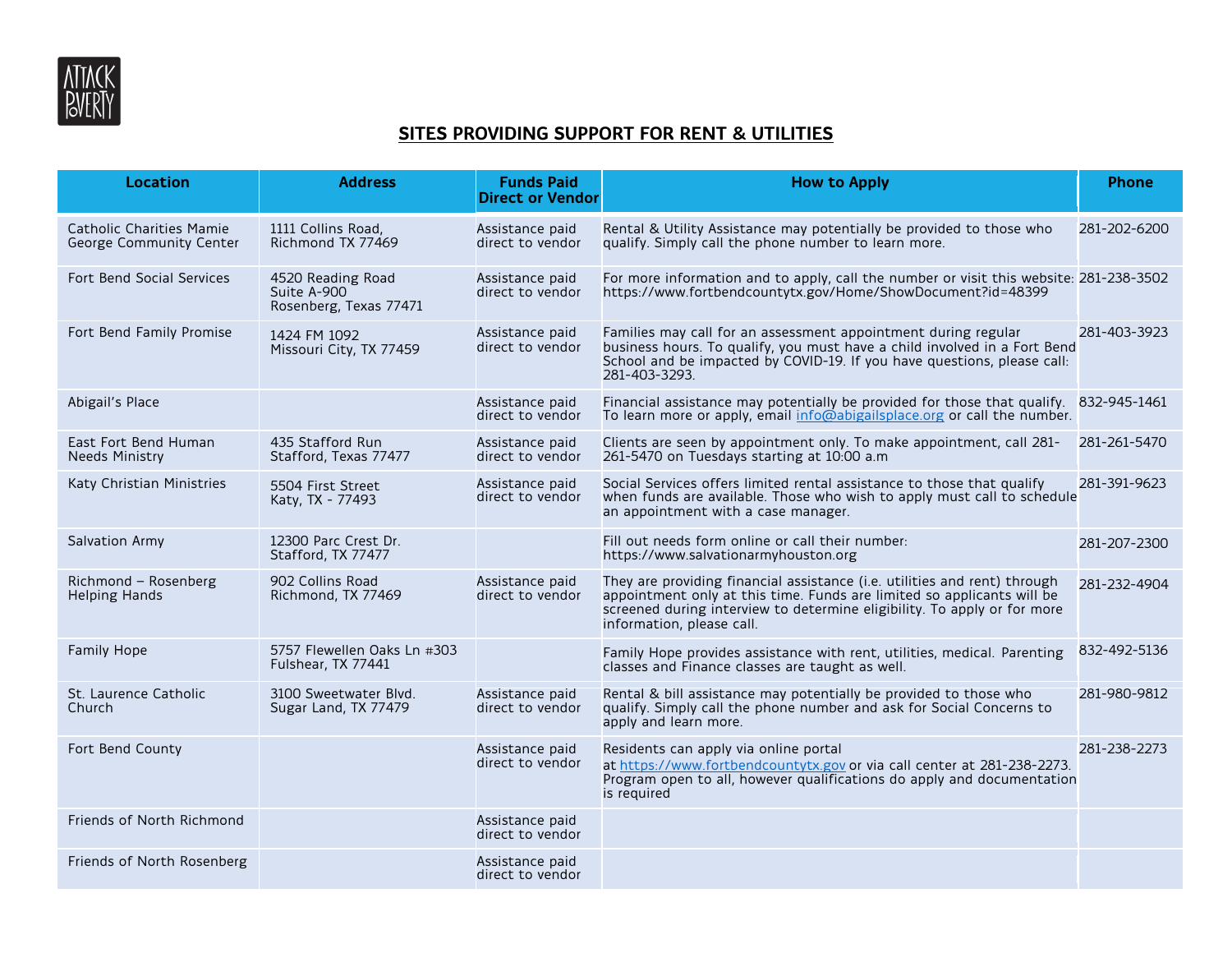## SITES PROVIDING SUPPORT FOR RENT & UTILITIES

| Location | Address | Funds Paid Direct or Vendor | How to Apply | Phone |
|---|---|---|---|---|
| Catholic Charities Mamie George Community Center | 1111 Collins Road, Richmond TX 77469 | Assistance paid direct to vendor | Rental & Utility Assistance may potentially be provided to those who qualify. Simply call the phone number to learn more. | 281-202-6200 |
| Fort Bend Social Services | 4520 Reading Road Suite A-900 Rosenberg, Texas 77471 | Assistance paid direct to vendor | For more information and to apply, call the number or visit this website: https://www.fortbendcountytx.gov/Home/ShowDocument?id=48399 | 281-238-3502 |
| Fort Bend Family Promise | 1424 FM 1092 Missouri City, TX 77459 | Assistance paid direct to vendor | Families may call for an assessment appointment during regular business hours. To qualify, you must have a child involved in a Fort Bend School and be impacted by COVID-19. If you have questions, please call: 281-403-3293. | 281-403-3923 |
| Abigail's Place | | Assistance paid direct to vendor | Financial assistance may potentially be provided for those that qualify. To learn more or apply, email info@abigailsplace.org or call the number. | 832-945-1461 |
| East Fort Bend Human Needs Ministry | 435 Stafford Run Stafford, Texas 77477 | Assistance paid direct to vendor | Clients are seen by appointment only. To make appointment, call 281-261-5470 on Tuesdays starting at 10:00 a.m | 281-261-5470 |
| Katy Christian Ministries | 5504 First Street Katy, TX - 77493 | Assistance paid direct to vendor | Social Services offers limited rental assistance to those that qualify when funds are available. Those who wish to apply must call to schedule an appointment with a case manager. | 281-391-9623 |
| Salvation Army | 12300 Parc Crest Dr. Stafford, TX 77477 | | Fill out needs form online or call their number: https://www.salvationarmyhouston.org | 281-207-2300 |
| Richmond – Rosenberg Helping Hands | 902 Collins Road Richmond, TX 77469 | Assistance paid direct to vendor | They are providing financial assistance (i.e. utilities and rent) through appointment only at this time. Funds are limited so applicants will be screened during interview to determine eligibility. To apply or for more information, please call. | 281-232-4904 |
| Family Hope | 5757 Flewellen Oaks Ln #303 Fulshear, TX 77441 | | Family Hope provides assistance with rent, utilities, medical. Parenting classes and Finance classes are taught as well. | 832-492-5136 |
| St. Laurence Catholic Church | 3100 Sweetwater Blvd. Sugar Land, TX 77479 | Assistance paid direct to vendor | Rental & bill assistance may potentially be provided to those who qualify. Simply call the phone number and ask for Social Concerns to apply and learn more. | 281-980-9812 |
| Fort Bend County | | Assistance paid direct to vendor | Residents can apply via online portal at https://www.fortbendcountytx.gov or via call center at 281-238-2273. Program open to all, however qualifications do apply and documentation is required | 281-238-2273 |
| Friends of North Richmond | | Assistance paid direct to vendor | | |
| Friends of North Rosenberg | | Assistance paid direct to vendor | | |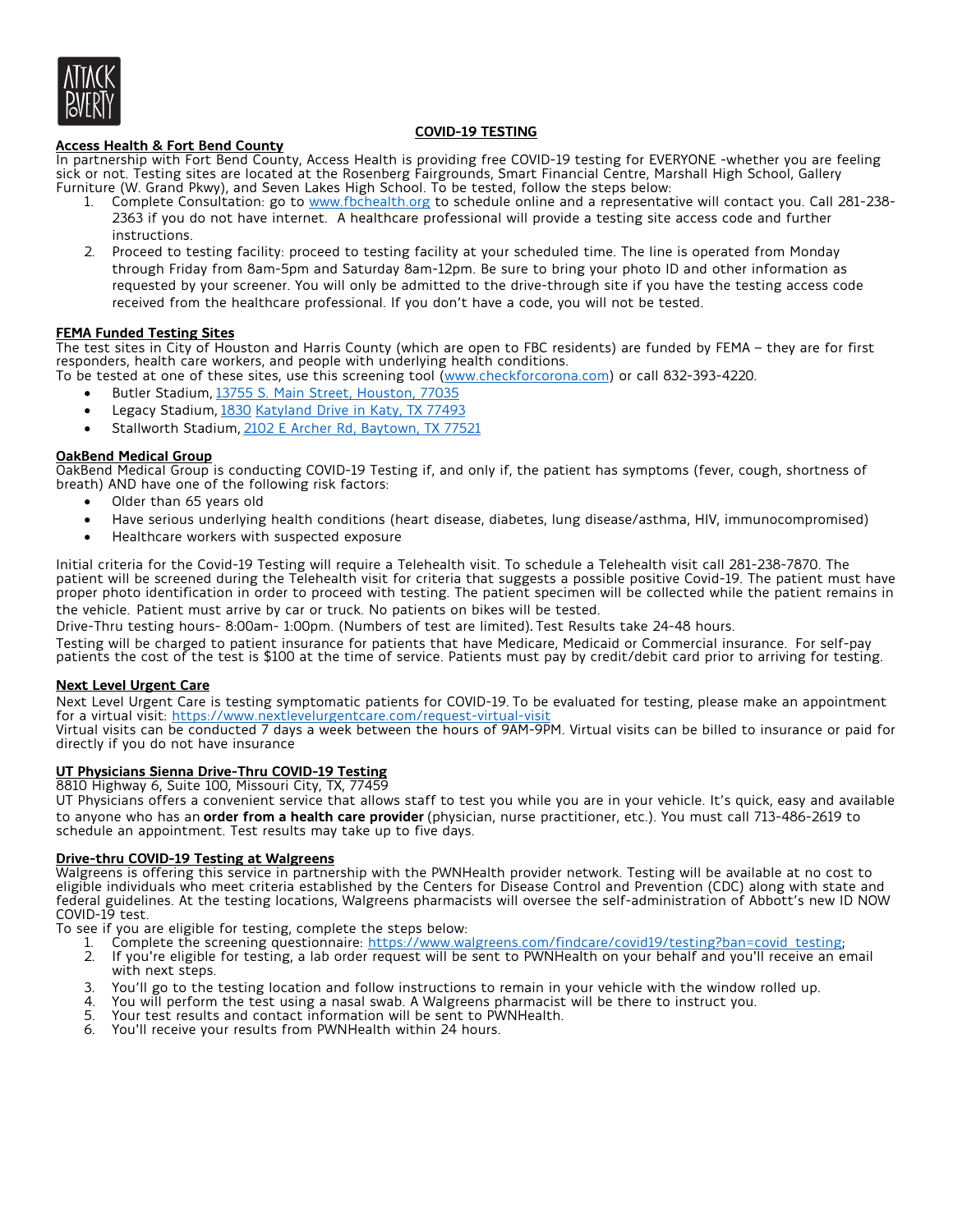## COVID-19 TESTING

### Access Health & Fort Bend County

In partnership with Fort Bend County, Access Health is providing free COVID-19 testing for EVERYONE -whether you are feeling sick or not. Testing sites are located at the Rosenberg Fairgrounds, Smart Financial Centre, Marshall High School, Gallery Furniture (W. Grand Pkwy), and Seven Lakes High School. To be tested, follow the steps below:

1. Complete Consultation: go to www.fbchealth.org to schedule online and a representative will contact you. Call 281-238-2363 if you do not have internet. A healthcare professional will provide a testing site access code and further instructions.
2. Proceed to testing facility: proceed to testing facility at your scheduled time. The line is operated from Monday through Friday from 8am-5pm and Saturday 8am-12pm. Be sure to bring your photo ID and other information as requested by your screener. You will only be admitted to the drive-through site if you have the testing access code received from the healthcare professional. If you don't have a code, you will not be tested.

### FEMA Funded Testing Sites

The test sites in City of Houston and Harris County (which are open to FBC residents) are funded by FEMA – they are for first responders, health care workers, and people with underlying health conditions.
To be tested at one of these sites, use this screening tool (www.checkforcorona.com) or call 832-393-4220.

- Butler Stadium, 13755 S. Main Street, Houston, 77035
- Legacy Stadium, 1830 Katyland Drive in Katy, TX 77493
- Stallworth Stadium, 2102 E Archer Rd, Baytown, TX 77521

### OakBend Medical Group

OakBend Medical Group is conducting COVID-19 Testing if, and only if, the patient has symptoms (fever, cough, shortness of breath) AND have one of the following risk factors:

- Older than 65 years old
- Have serious underlying health conditions (heart disease, diabetes, lung disease/asthma, HIV, immunocompromised)
- Healthcare workers with suspected exposure

Initial criteria for the Covid-19 Testing will require a Telehealth visit. To schedule a Telehealth visit call 281-238-7870. The patient will be screened during the Telehealth visit for criteria that suggests a possible positive Covid-19. The patient must have proper photo identification in order to proceed with testing. The patient specimen will be collected while the patient remains in the vehicle. Patient must arrive by car or truck. No patients on bikes will be tested.

Drive-Thru testing hours- 8:00am- 1:00pm. (Numbers of test are limited). Test Results take 24-48 hours.

Testing will be charged to patient insurance for patients that have Medicare, Medicaid or Commercial insurance. For self-pay patients the cost of the test is $100 at the time of service. Patients must pay by credit/debit card prior to arriving for testing.

### Next Level Urgent Care

Next Level Urgent Care is testing symptomatic patients for COVID-19. To be evaluated for testing, please make an appointment for a virtual visit: https://www.nextlevelurgentcare.com/request-virtual-visit
Virtual visits can be conducted 7 days a week between the hours of 9AM-9PM. Virtual visits can be billed to insurance or paid for directly if you do not have insurance

### UT Physicians Sienna Drive-Thru COVID-19 Testing

8810 Highway 6, Suite 100, Missouri City, TX, 77459
UT Physicians offers a convenient service that allows staff to test you while you are in your vehicle. It's quick, easy and available to anyone who has an **order from a health care provider** (physician, nurse practitioner, etc.). You must call 713-486-2619 to schedule an appointment. Test results may take up to five days.

### Drive-thru COVID-19 Testing at Walgreens

Walgreens is offering this service in partnership with the PWNHealth provider network. Testing will be available at no cost to eligible individuals who meet criteria established by the Centers for Disease Control and Prevention (CDC) along with state and federal guidelines. At the testing locations, Walgreens pharmacists will oversee the self-administration of Abbott's new ID NOW COVID-19 test.
To see if you are eligible for testing, complete the steps below:

1. Complete the screening questionnaire: https://www.walgreens.com/findcare/covid19/testing?ban=covid_testing;
2. If you're eligible for testing, a lab order request will be sent to PWNHealth on your behalf and you'll receive an email with next steps.
3. You'll go to the testing location and follow instructions to remain in your vehicle with the window rolled up.
4. You will perform the test using a nasal swab. A Walgreens pharmacist will be there to instruct you.
5. Your test results and contact information will be sent to PWNHealth.
6. You'll receive your results from PWNHealth within 24 hours.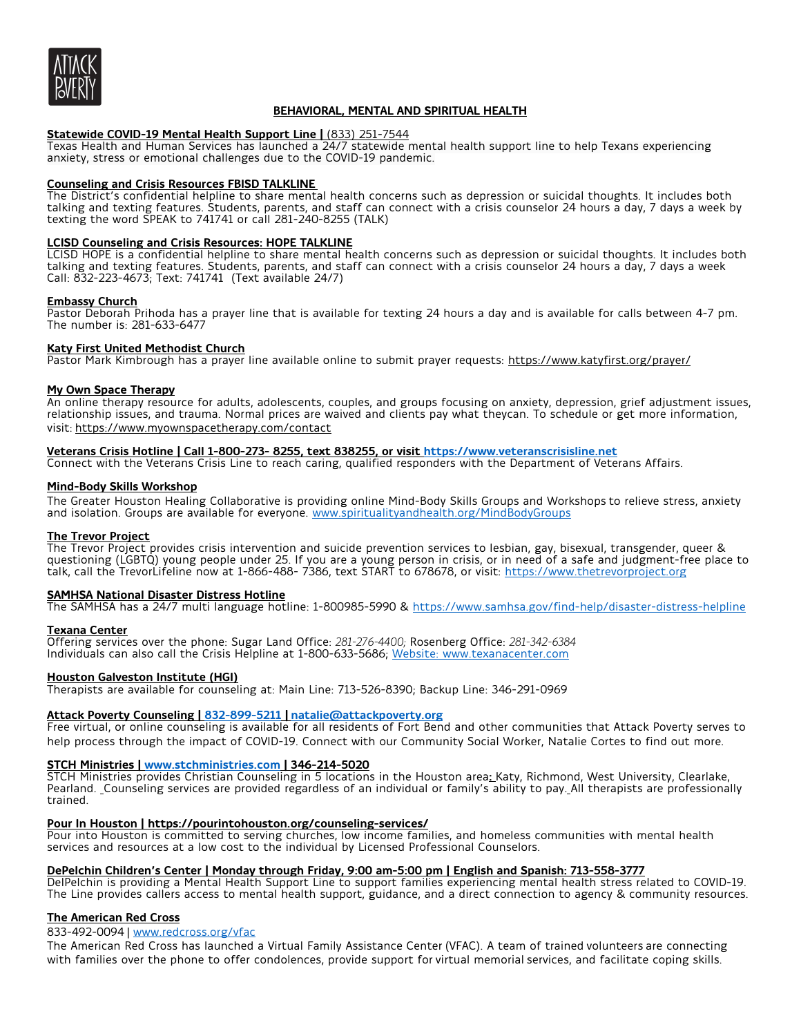## BEHAVIORAL, MENTAL AND SPIRITUAL HEALTH

**Statewide COVID-19 Mental Health Support Line |** (833) 251-7544
Texas Health and Human Services has launched a 24/7 statewide mental health support line to help Texans experiencing anxiety, stress or emotional challenges due to the COVID-19 pandemic.

**Counseling and Crisis Resources FBISD TALKLINE**
The District's confidential helpline to share mental health concerns such as depression or suicidal thoughts. It includes both talking and texting features. Students, parents, and staff can connect with a crisis counselor 24 hours a day, 7 days a week by texting the word SPEAK to 741741 or call 281-240-8255 (TALK)

**LCISD Counseling and Crisis Resources: HOPE TALKLINE**
LCISD HOPE is a confidential helpline to share mental health concerns such as depression or suicidal thoughts. It includes both talking and texting features. Students, parents, and staff can connect with a crisis counselor 24 hours a day, 7 days a week Call: 832-223-4673; Text: 741741 (Text available 24/7)

**Embassy Church**
Pastor Deborah Prihoda has a prayer line that is available for texting 24 hours a day and is available for calls between 4-7 pm. The number is: 281-633-6477

**Katy First United Methodist Church**
Pastor Mark Kimbrough has a prayer line available online to submit prayer requests: https://www.katyfirst.org/prayer/

**My Own Space Therapy**
An online therapy resource for adults, adolescents, couples, and groups focusing on anxiety, depression, grief adjustment issues, relationship issues, and trauma. Normal prices are waived and clients pay what theycan. To schedule or get more information, visit: https://www.myownspacetherapy.com/contact

**Veterans Crisis Hotline | Call 1-800-273- 8255, text 838255, or visit https://www.veteranscrisisline.net**
Connect with the Veterans Crisis Line to reach caring, qualified responders with the Department of Veterans Affairs.

**Mind-Body Skills Workshop**
The Greater Houston Healing Collaborative is providing online Mind-Body Skills Groups and Workshops to relieve stress, anxiety and isolation. Groups are available for everyone. www.spiritualityandhealth.org/MindBodyGroups

**The Trevor Project**
The Trevor Project provides crisis intervention and suicide prevention services to lesbian, gay, bisexual, transgender, queer & questioning (LGBTQ) young people under 25. If you are a young person in crisis, or in need of a safe and judgment-free place to talk, call the TrevorLifeline now at 1-866-488- 7386, text START to 678678, or visit: https://www.thetrevorproject.org

**SAMHSA National Disaster Distress Hotline**
The SAMHSA has a 24/7 multi language hotline: 1-800985-5990 & https://www.samhsa.gov/find-help/disaster-distress-helpline

**Texana Center**
Offering services over the phone: Sugar Land Office: *281-276-4400;* Rosenberg Office: *281-342-6384*
Individuals can also call the Crisis Helpline at 1-800-633-5686; Website: www.texanacenter.com

**Houston Galveston Institute (HGI)**
Therapists are available for counseling at: Main Line: 713-526-8390; Backup Line: 346-291-0969

**Attack Poverty Counseling | 832-899-5211 | natalie@attackpoverty.org**
Free virtual, or online counseling is available for all residents of Fort Bend and other communities that Attack Poverty serves to help process through the impact of COVID-19. Connect with our Community Social Worker, Natalie Cortes to find out more.

**STCH Ministries | www.stchministries.com | 346-214-5020**
STCH Ministries provides Christian Counseling in 5 locations in the Houston area: Katy, Richmond, West University, Clearlake, Pearland. Counseling services are provided regardless of an individual or family's ability to pay. All therapists are professionally trained.

**Pour In Houston | https://pourintohouston.org/counseling-services/**
Pour into Houston is committed to serving churches, low income families, and homeless communities with mental health services and resources at a low cost to the individual by Licensed Professional Counselors.

**DePelchin Children's Center | Monday through Friday, 9:00 am-5:00 pm | English and Spanish: 713-558-3777**
DelPelchin is providing a Mental Health Support Line to support families experiencing mental health stress related to COVID-19. The Line provides callers access to mental health support, guidance, and a direct connection to agency & community resources.

**The American Red Cross**
833-492-0094 | www.redcross.org/vfac
The American Red Cross has launched a Virtual Family Assistance Center (VFAC). A team of trained volunteers are connecting with families over the phone to offer condolences, provide support for virtual memorial services, and facilitate coping skills.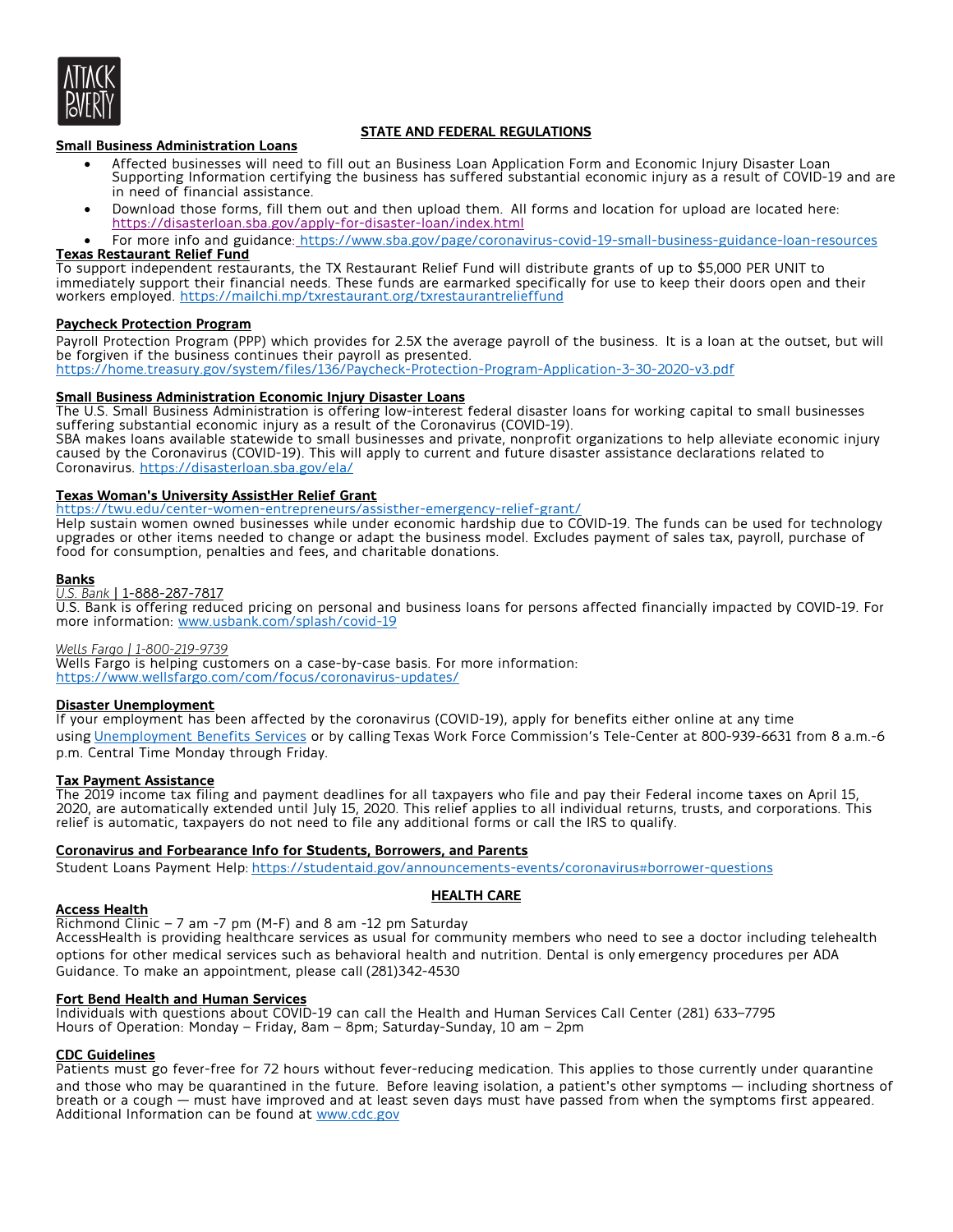## STATE AND FEDERAL REGULATIONS

**Small Business Administration Loans**

- Affected businesses will need to fill out an Business Loan Application Form and Economic Injury Disaster Loan Supporting Information certifying the business has suffered substantial economic injury as a result of COVID-19 and are in need of financial assistance.
- Download those forms, fill them out and then upload them. All forms and location for upload are located here: https://disasterloan.sba.gov/apply-for-disaster-loan/index.html
- For more info and guidance: https://www.sba.gov/page/coronavirus-covid-19-small-business-guidance-loan-resources

**Texas Restaurant Relief Fund**

To support independent restaurants, the TX Restaurant Relief Fund will distribute grants of up to $5,000 PER UNIT to immediately support their financial needs. These funds are earmarked specifically for use to keep their doors open and their workers employed. https://mailchi.mp/txrestaurant.org/txrestaurantrelieffund

**Paycheck Protection Program**

Payroll Protection Program (PPP) which provides for 2.5X the average payroll of the business. It is a loan at the outset, but will be forgiven if the business continues their payroll as presented.
https://home.treasury.gov/system/files/136/Paycheck-Protection-Program-Application-3-30-2020-v3.pdf

**Small Business Administration Economic Injury Disaster Loans**

The U.S. Small Business Administration is offering low-interest federal disaster loans for working capital to small businesses suffering substantial economic injury as a result of the Coronavirus (COVID-19).
SBA makes loans available statewide to small businesses and private, nonprofit organizations to help alleviate economic injury caused by the Coronavirus (COVID-19). This will apply to current and future disaster assistance declarations related to Coronavirus. https://disasterloan.sba.gov/ela/

**Texas Woman's University AssistHer Relief Grant**

https://twu.edu/center-women-entrepreneurs/assisther-emergency-relief-grant/
Help sustain women owned businesses while under economic hardship due to COVID-19. The funds can be used for technology upgrades or other items needed to change or adapt the business model. Excludes payment of sales tax, payroll, purchase of food for consumption, penalties and fees, and charitable donations.

**Banks**

*U.S. Bank* | 1-888-287-7817
U.S. Bank is offering reduced pricing on personal and business loans for persons affected financially impacted by COVID-19. For more information: www.usbank.com/splash/covid-19

*Wells Fargo | 1-800-219-9739*
Wells Fargo is helping customers on a case-by-case basis. For more information: https://www.wellsfargo.com/com/focus/coronavirus-updates/

**Disaster Unemployment**

If your employment has been affected by the coronavirus (COVID-19), apply for benefits either online at any time using Unemployment Benefits Services or by calling Texas Work Force Commission's Tele-Center at 800-939-6631 from 8 a.m.-6 p.m. Central Time Monday through Friday.

**Tax Payment Assistance**

The 2019 income tax filing and payment deadlines for all taxpayers who file and pay their Federal income taxes on April 15, 2020, are automatically extended until July 15, 2020. This relief applies to all individual returns, trusts, and corporations. This relief is automatic, taxpayers do not need to file any additional forms or call the IRS to qualify.

**Coronavirus and Forbearance Info for Students, Borrowers, and Parents**

Student Loans Payment Help: https://studentaid.gov/announcements-events/coronavirus#borrower-questions

## HEALTH CARE

**Access Health**

Richmond Clinic – 7 am -7 pm (M-F) and 8 am -12 pm Saturday
AccessHealth is providing healthcare services as usual for community members who need to see a doctor including telehealth options for other medical services such as behavioral health and nutrition. Dental is only emergency procedures per ADA Guidance. To make an appointment, please call (281)342-4530

**Fort Bend Health and Human Services**

Individuals with questions about COVID-19 can call the Health and Human Services Call Center (281) 633–7795
Hours of Operation: Monday – Friday, 8am – 8pm; Saturday-Sunday, 10 am – 2pm

**CDC Guidelines**

Patients must go fever-free for 72 hours without fever-reducing medication. This applies to those currently under quarantine and those who may be quarantined in the future. Before leaving isolation, a patient's other symptoms — including shortness of breath or a cough — must have improved and at least seven days must have passed from when the symptoms first appeared. Additional Information can be found at www.cdc.gov